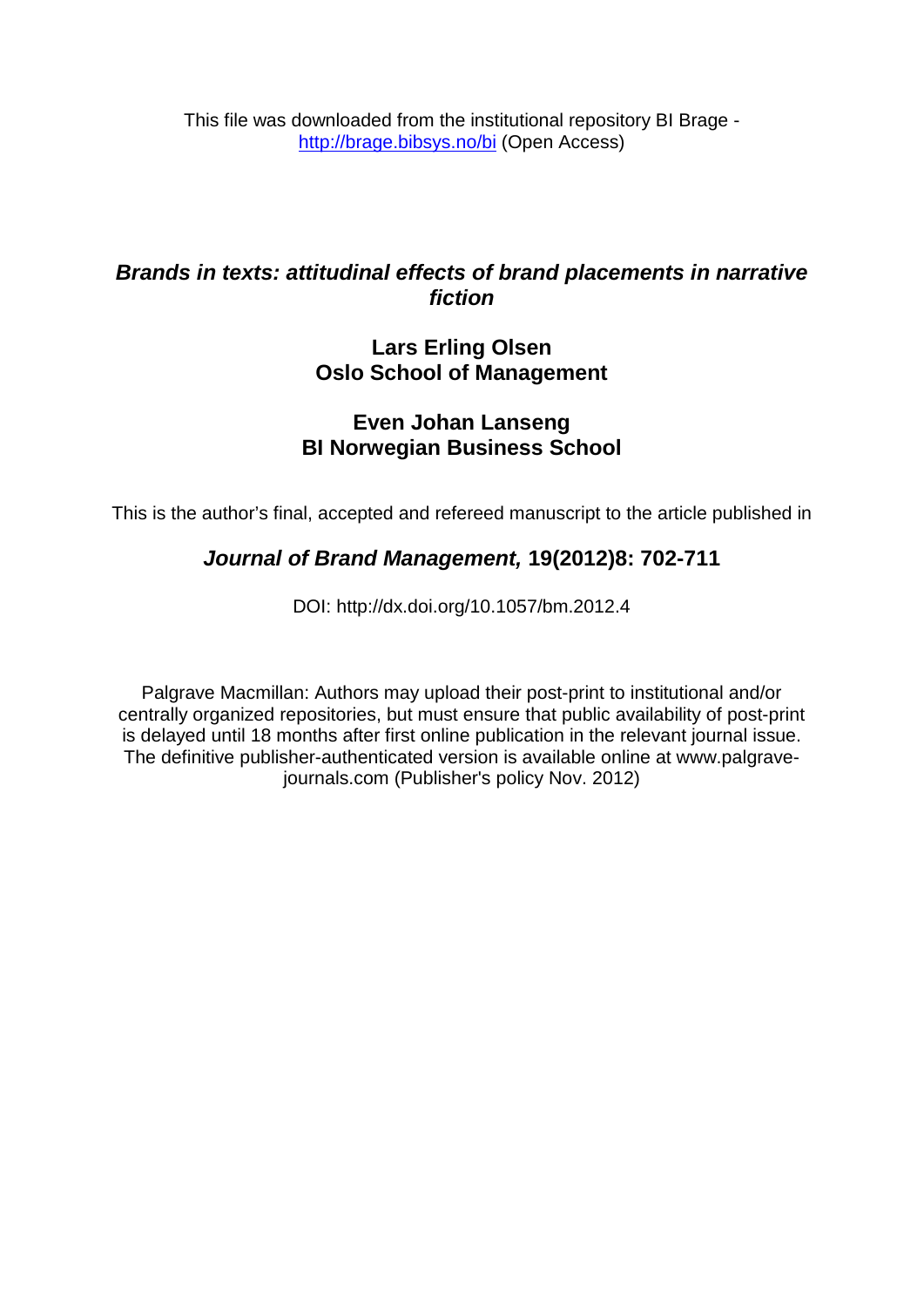This file was downloaded from the institutional repository BI Brage - http://brage.bibsys.no/bi (Open Access)

# *Brands in texts: attitudinal effects of brand placements in narrative fiction*

**Lars Erling Olsen**
**Oslo School of Management**

**Even Johan Lanseng**
**BI Norwegian Business School**

This is the author's final, accepted and refereed manuscript to the article published in

***Journal of Brand Management,* 19(2012)8: 702-711**

DOI: http://dx.doi.org/10.1057/bm.2012.4

Palgrave Macmillan: Authors may upload their post-print to institutional and/or centrally organized repositories, but must ensure that public availability of post-print is delayed until 18 months after first online publication in the relevant journal issue. The definitive publisher-authenticated version is available online at www.palgrave-journals.com (Publisher's policy Nov. 2012)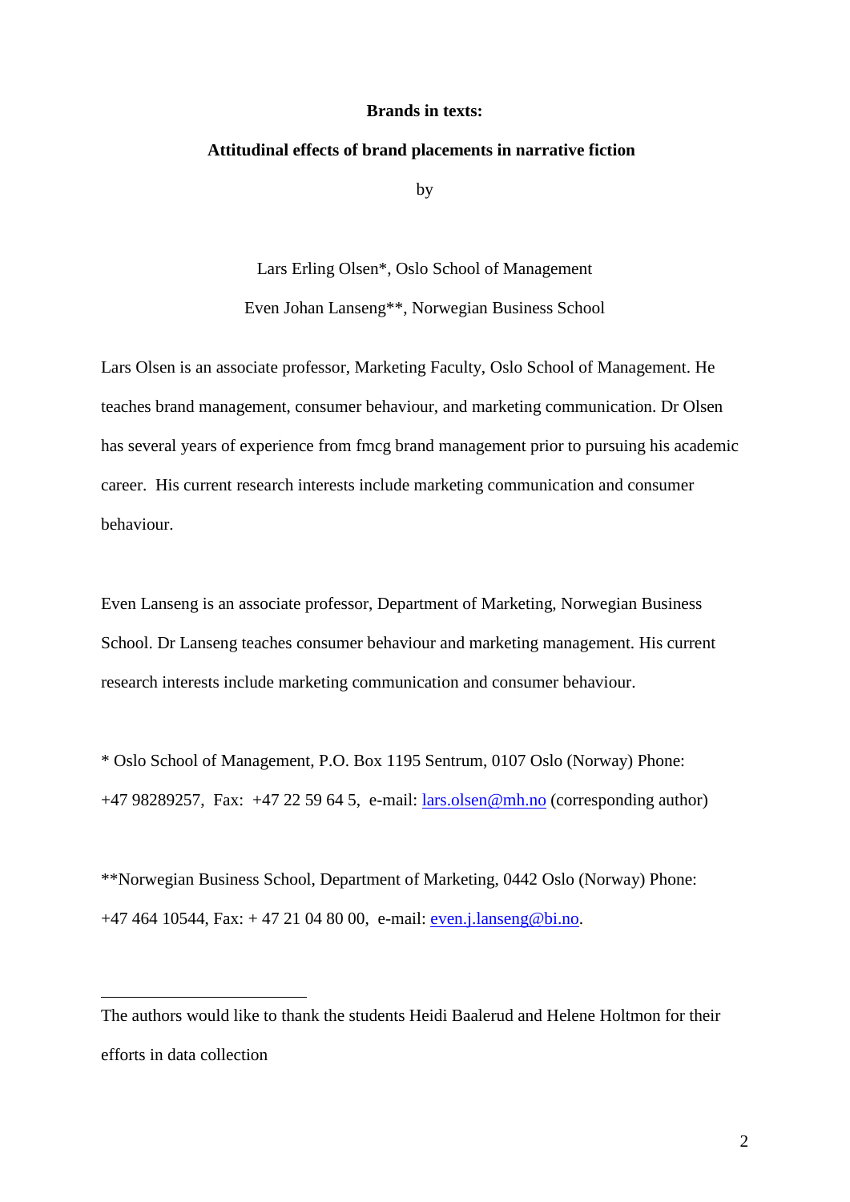**Brands in texts:**

**Attitudinal effects of brand placements in narrative fiction**

by

Lars Erling Olsen*, Oslo School of Management

Even Johan Lanseng**, Norwegian Business School

Lars Olsen is an associate professor, Marketing Faculty, Oslo School of Management. He teaches brand management, consumer behaviour, and marketing communication. Dr Olsen has several years of experience from fmcg brand management prior to pursuing his academic career. His current research interests include marketing communication and consumer behaviour.

Even Lanseng is an associate professor, Department of Marketing, Norwegian Business School. Dr Lanseng teaches consumer behaviour and marketing management. His current research interests include marketing communication and consumer behaviour.

* Oslo School of Management, P.O. Box 1195 Sentrum, 0107 Oslo (Norway) Phone: +47 98289257, Fax: +47 22 59 64 5, e-mail: lars.olsen@mh.no (corresponding author)

**Norwegian Business School, Department of Marketing, 0442 Oslo (Norway) Phone: +47 464 10544, Fax: + 47 21 04 80 00, e-mail: even.j.lanseng@bi.no.

---

The authors would like to thank the students Heidi Baalerud and Helene Holtmon for their efforts in data collection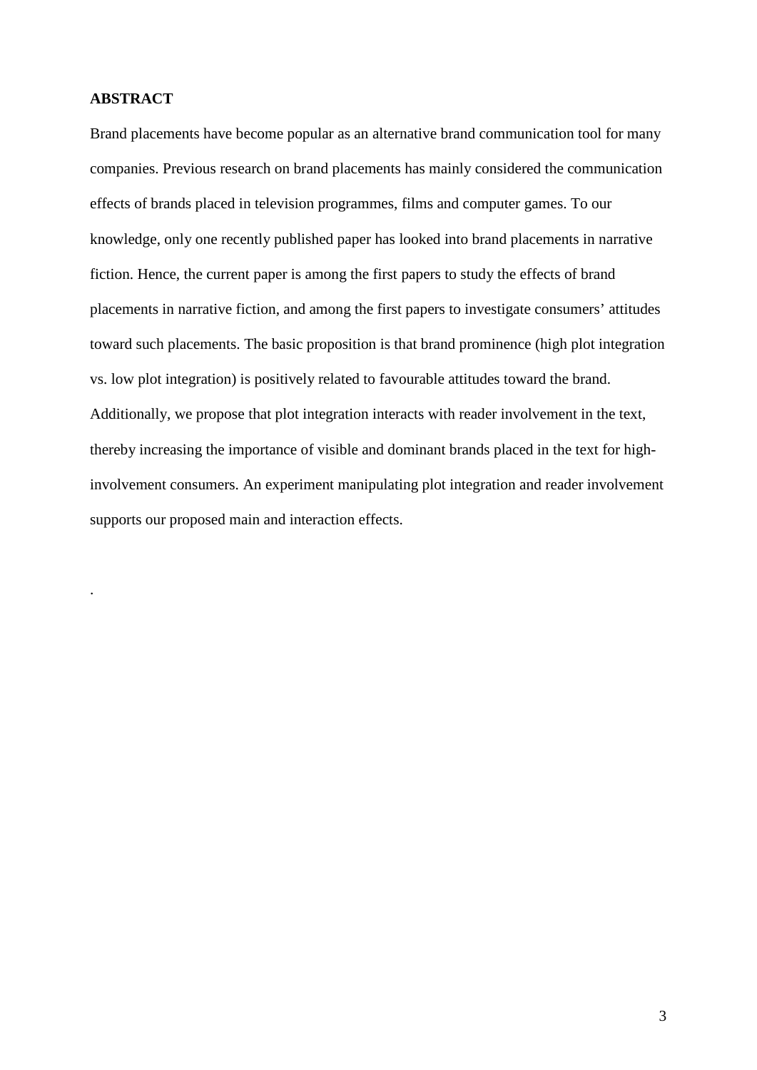**ABSTRACT**

Brand placements have become popular as an alternative brand communication tool for many companies. Previous research on brand placements has mainly considered the communication effects of brands placed in television programmes, films and computer games. To our knowledge, only one recently published paper has looked into brand placements in narrative fiction. Hence, the current paper is among the first papers to study the effects of brand placements in narrative fiction, and among the first papers to investigate consumers' attitudes toward such placements. The basic proposition is that brand prominence (high plot integration vs. low plot integration) is positively related to favourable attitudes toward the brand. Additionally, we propose that plot integration interacts with reader involvement in the text, thereby increasing the importance of visible and dominant brands placed in the text for high-involvement consumers. An experiment manipulating plot integration and reader involvement supports our proposed main and interaction effects.

.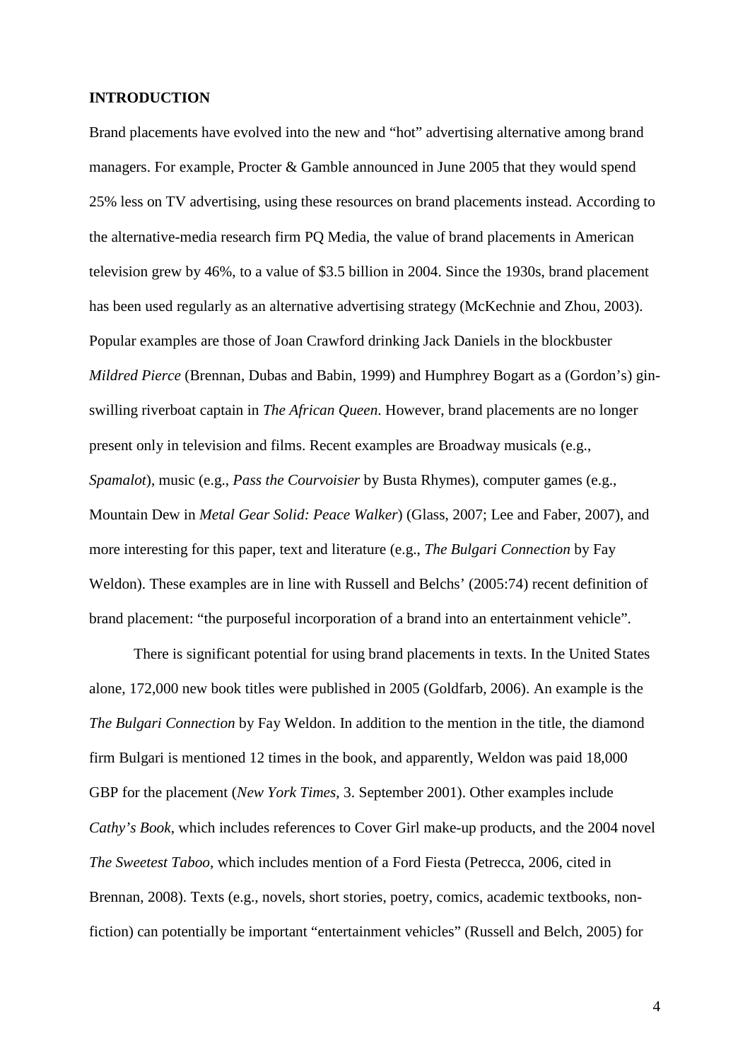**INTRODUCTION**

Brand placements have evolved into the new and "hot" advertising alternative among brand managers. For example, Procter & Gamble announced in June 2005 that they would spend 25% less on TV advertising, using these resources on brand placements instead. According to the alternative-media research firm PQ Media, the value of brand placements in American television grew by 46%, to a value of $3.5 billion in 2004. Since the 1930s, brand placement has been used regularly as an alternative advertising strategy (McKechnie and Zhou, 2003). Popular examples are those of Joan Crawford drinking Jack Daniels in the blockbuster *Mildred Pierce* (Brennan, Dubas and Babin, 1999) and Humphrey Bogart as a (Gordon's) gin-swilling riverboat captain in *The African Queen*. However, brand placements are no longer present only in television and films. Recent examples are Broadway musicals (e.g., *Spamalot*), music (e.g., *Pass the Courvoisier* by Busta Rhymes), computer games (e.g., Mountain Dew in *Metal Gear Solid: Peace Walker*) (Glass, 2007; Lee and Faber, 2007), and more interesting for this paper, text and literature (e.g., *The Bulgari Connection* by Fay Weldon). These examples are in line with Russell and Belchs' (2005:74) recent definition of brand placement: "the purposeful incorporation of a brand into an entertainment vehicle".

There is significant potential for using brand placements in texts. In the United States alone, 172,000 new book titles were published in 2005 (Goldfarb, 2006). An example is the *The Bulgari Connection* by Fay Weldon. In addition to the mention in the title, the diamond firm Bulgari is mentioned 12 times in the book, and apparently, Weldon was paid 18,000 GBP for the placement (*New York Times*, 3. September 2001). Other examples include *Cathy's Book*, which includes references to Cover Girl make-up products, and the 2004 novel *The Sweetest Taboo*, which includes mention of a Ford Fiesta (Petrecca, 2006, cited in Brennan, 2008). Texts (e.g., novels, short stories, poetry, comics, academic textbooks, non-fiction) can potentially be important "entertainment vehicles" (Russell and Belch, 2005) for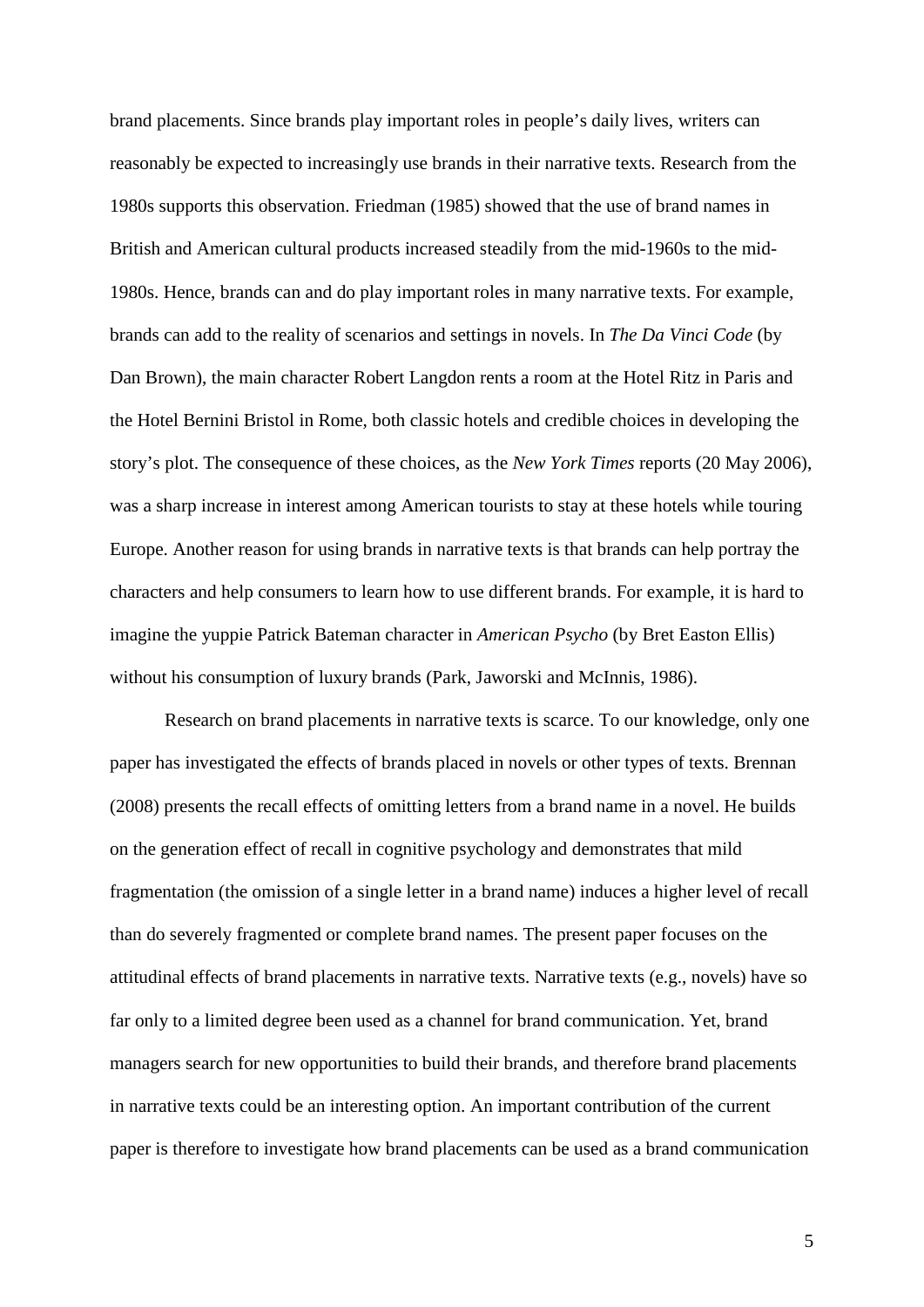brand placements. Since brands play important roles in people's daily lives, writers can reasonably be expected to increasingly use brands in their narrative texts. Research from the 1980s supports this observation. Friedman (1985) showed that the use of brand names in British and American cultural products increased steadily from the mid-1960s to the mid-1980s. Hence, brands can and do play important roles in many narrative texts. For example, brands can add to the reality of scenarios and settings in novels. In *The Da Vinci Code* (by Dan Brown), the main character Robert Langdon rents a room at the Hotel Ritz in Paris and the Hotel Bernini Bristol in Rome, both classic hotels and credible choices in developing the story's plot. The consequence of these choices, as the *New York Times* reports (20 May 2006), was a sharp increase in interest among American tourists to stay at these hotels while touring Europe. Another reason for using brands in narrative texts is that brands can help portray the characters and help consumers to learn how to use different brands. For example, it is hard to imagine the yuppie Patrick Bateman character in *American Psycho* (by Bret Easton Ellis) without his consumption of luxury brands (Park, Jaworski and McInnis, 1986).

Research on brand placements in narrative texts is scarce. To our knowledge, only one paper has investigated the effects of brands placed in novels or other types of texts. Brennan (2008) presents the recall effects of omitting letters from a brand name in a novel. He builds on the generation effect of recall in cognitive psychology and demonstrates that mild fragmentation (the omission of a single letter in a brand name) induces a higher level of recall than do severely fragmented or complete brand names. The present paper focuses on the attitudinal effects of brand placements in narrative texts. Narrative texts (e.g., novels) have so far only to a limited degree been used as a channel for brand communication. Yet, brand managers search for new opportunities to build their brands, and therefore brand placements in narrative texts could be an interesting option. An important contribution of the current paper is therefore to investigate how brand placements can be used as a brand communication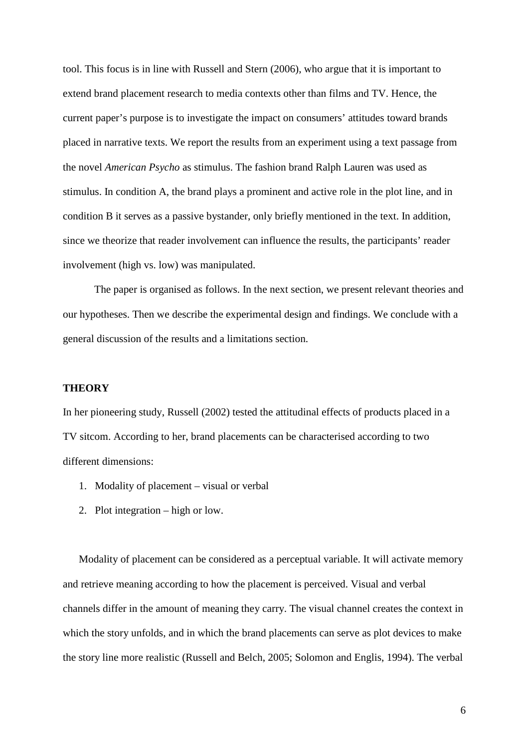tool. This focus is in line with Russell and Stern (2006), who argue that it is important to extend brand placement research to media contexts other than films and TV. Hence, the current paper's purpose is to investigate the impact on consumers' attitudes toward brands placed in narrative texts. We report the results from an experiment using a text passage from the novel *American Psycho* as stimulus. The fashion brand Ralph Lauren was used as stimulus. In condition A, the brand plays a prominent and active role in the plot line, and in condition B it serves as a passive bystander, only briefly mentioned in the text. In addition, since we theorize that reader involvement can influence the results, the participants' reader involvement (high vs. low) was manipulated.

The paper is organised as follows. In the next section, we present relevant theories and our hypotheses. Then we describe the experimental design and findings. We conclude with a general discussion of the results and a limitations section.

## THEORY

In her pioneering study, Russell (2002) tested the attitudinal effects of products placed in a TV sitcom. According to her, brand placements can be characterised according to two different dimensions:

1. Modality of placement – visual or verbal
2. Plot integration – high or low.

Modality of placement can be considered as a perceptual variable. It will activate memory and retrieve meaning according to how the placement is perceived. Visual and verbal channels differ in the amount of meaning they carry. The visual channel creates the context in which the story unfolds, and in which the brand placements can serve as plot devices to make the story line more realistic (Russell and Belch, 2005; Solomon and Englis, 1994). The verbal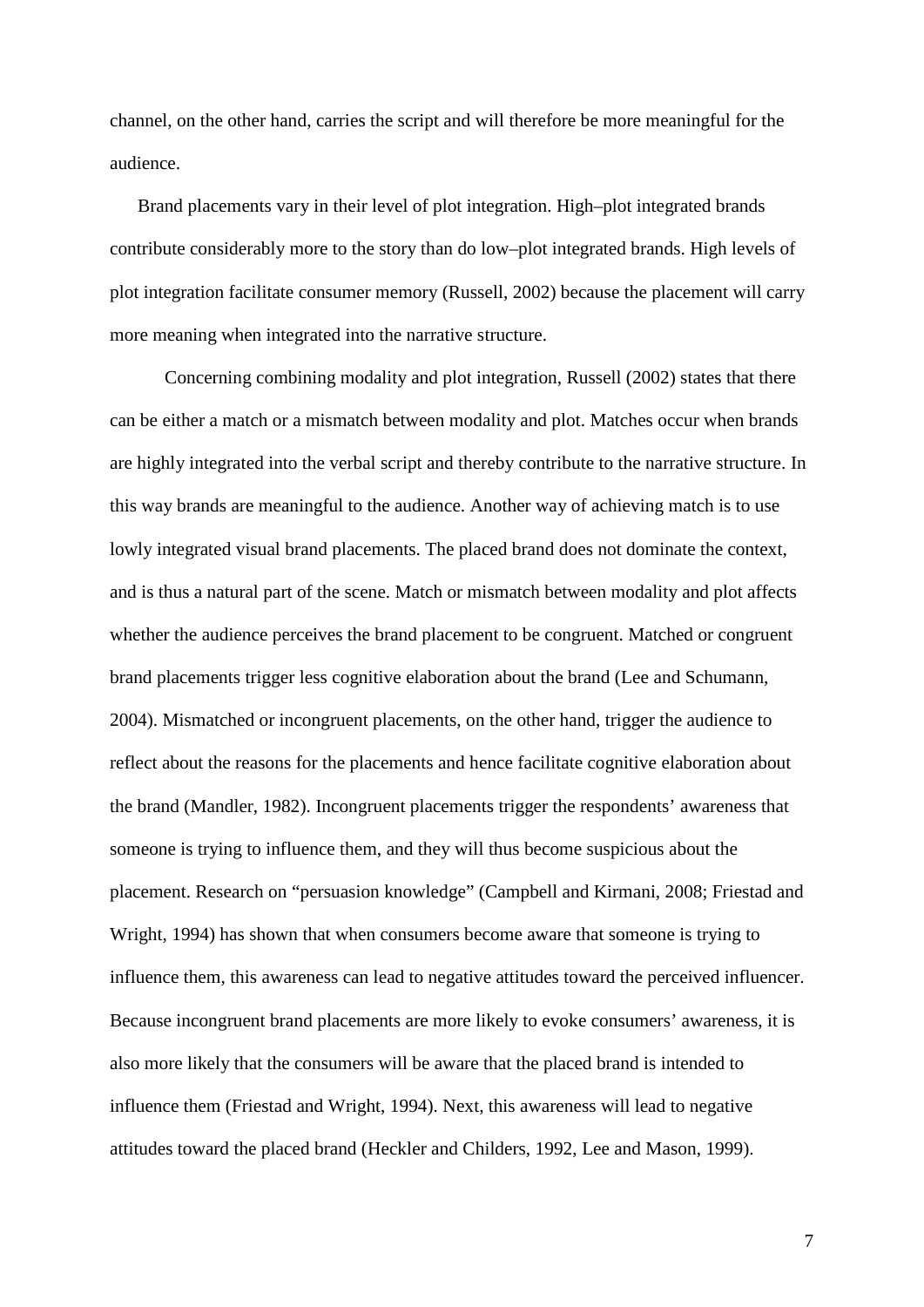channel, on the other hand, carries the script and will therefore be more meaningful for the audience.

Brand placements vary in their level of plot integration. High–plot integrated brands contribute considerably more to the story than do low–plot integrated brands. High levels of plot integration facilitate consumer memory (Russell, 2002) because the placement will carry more meaning when integrated into the narrative structure.

Concerning combining modality and plot integration, Russell (2002) states that there can be either a match or a mismatch between modality and plot. Matches occur when brands are highly integrated into the verbal script and thereby contribute to the narrative structure. In this way brands are meaningful to the audience. Another way of achieving match is to use lowly integrated visual brand placements. The placed brand does not dominate the context, and is thus a natural part of the scene. Match or mismatch between modality and plot affects whether the audience perceives the brand placement to be congruent. Matched or congruent brand placements trigger less cognitive elaboration about the brand (Lee and Schumann, 2004). Mismatched or incongruent placements, on the other hand, trigger the audience to reflect about the reasons for the placements and hence facilitate cognitive elaboration about the brand (Mandler, 1982). Incongruent placements trigger the respondents' awareness that someone is trying to influence them, and they will thus become suspicious about the placement. Research on "persuasion knowledge" (Campbell and Kirmani, 2008; Friestad and Wright, 1994) has shown that when consumers become aware that someone is trying to influence them, this awareness can lead to negative attitudes toward the perceived influencer. Because incongruent brand placements are more likely to evoke consumers' awareness, it is also more likely that the consumers will be aware that the placed brand is intended to influence them (Friestad and Wright, 1994). Next, this awareness will lead to negative attitudes toward the placed brand (Heckler and Childers, 1992, Lee and Mason, 1999).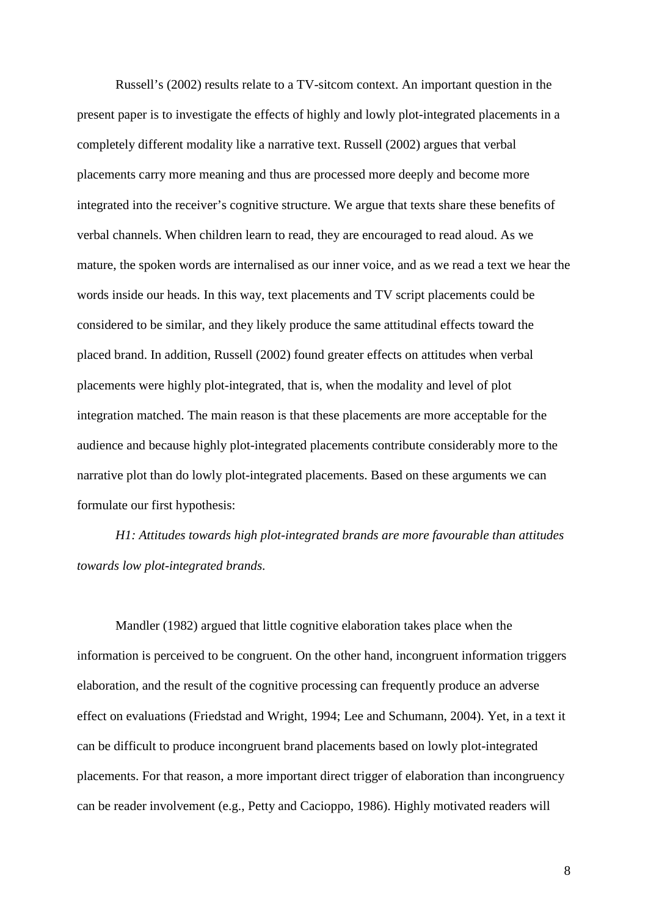Russell's (2002) results relate to a TV-sitcom context. An important question in the present paper is to investigate the effects of highly and lowly plot-integrated placements in a completely different modality like a narrative text. Russell (2002) argues that verbal placements carry more meaning and thus are processed more deeply and become more integrated into the receiver's cognitive structure. We argue that texts share these benefits of verbal channels. When children learn to read, they are encouraged to read aloud. As we mature, the spoken words are internalised as our inner voice, and as we read a text we hear the words inside our heads. In this way, text placements and TV script placements could be considered to be similar, and they likely produce the same attitudinal effects toward the placed brand. In addition, Russell (2002) found greater effects on attitudes when verbal placements were highly plot-integrated, that is, when the modality and level of plot integration matched. The main reason is that these placements are more acceptable for the audience and because highly plot-integrated placements contribute considerably more to the narrative plot than do lowly plot-integrated placements. Based on these arguments we can formulate our first hypothesis:

*H1: Attitudes towards high plot-integrated brands are more favourable than attitudes towards low plot-integrated brands.*

Mandler (1982) argued that little cognitive elaboration takes place when the information is perceived to be congruent. On the other hand, incongruent information triggers elaboration, and the result of the cognitive processing can frequently produce an adverse effect on evaluations (Friedstad and Wright, 1994; Lee and Schumann, 2004). Yet, in a text it can be difficult to produce incongruent brand placements based on lowly plot-integrated placements. For that reason, a more important direct trigger of elaboration than incongruency can be reader involvement (e.g., Petty and Cacioppo, 1986). Highly motivated readers will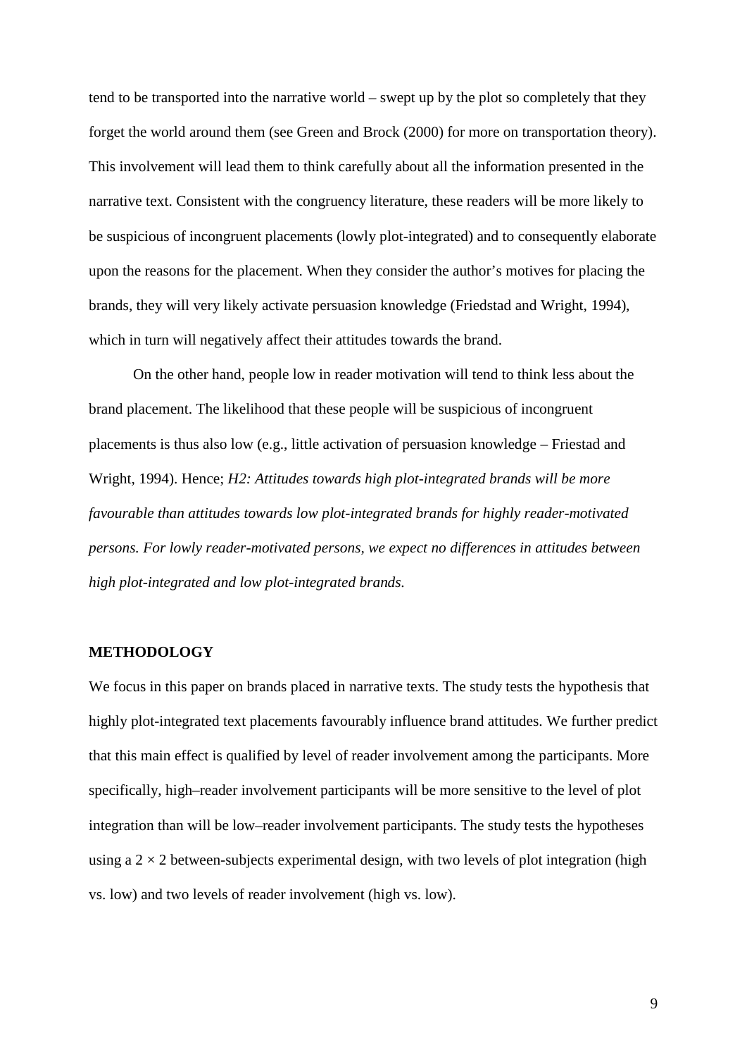tend to be transported into the narrative world – swept up by the plot so completely that they forget the world around them (see Green and Brock (2000) for more on transportation theory). This involvement will lead them to think carefully about all the information presented in the narrative text. Consistent with the congruency literature, these readers will be more likely to be suspicious of incongruent placements (lowly plot-integrated) and to consequently elaborate upon the reasons for the placement. When they consider the author's motives for placing the brands, they will very likely activate persuasion knowledge (Friedstad and Wright, 1994), which in turn will negatively affect their attitudes towards the brand.

On the other hand, people low in reader motivation will tend to think less about the brand placement. The likelihood that these people will be suspicious of incongruent placements is thus also low (e.g., little activation of persuasion knowledge – Friestad and Wright, 1994). Hence; *H2: Attitudes towards high plot-integrated brands will be more favourable than attitudes towards low plot-integrated brands for highly reader-motivated persons. For lowly reader-motivated persons, we expect no differences in attitudes between high plot-integrated and low plot-integrated brands.*

## METHODOLOGY

We focus in this paper on brands placed in narrative texts. The study tests the hypothesis that highly plot-integrated text placements favourably influence brand attitudes. We further predict that this main effect is qualified by level of reader involvement among the participants. More specifically, high–reader involvement participants will be more sensitive to the level of plot integration than will be low–reader involvement participants. The study tests the hypotheses using a $2 \times 2$ between-subjects experimental design, with two levels of plot integration (high vs. low) and two levels of reader involvement (high vs. low).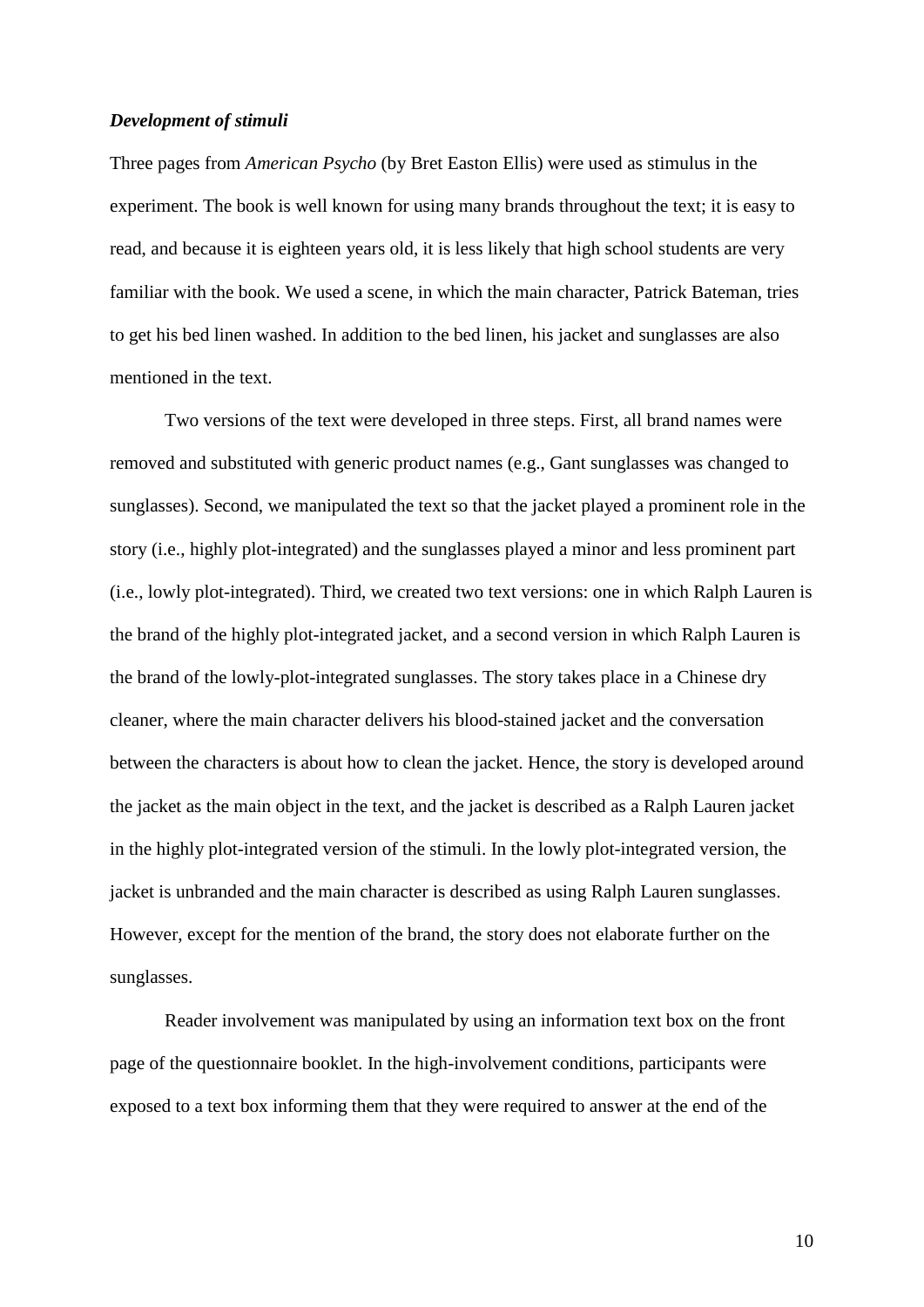### ***Development of stimuli***

Three pages from *American Psycho* (by Bret Easton Ellis) were used as stimulus in the experiment. The book is well known for using many brands throughout the text; it is easy to read, and because it is eighteen years old, it is less likely that high school students are very familiar with the book. We used a scene, in which the main character, Patrick Bateman, tries to get his bed linen washed. In addition to the bed linen, his jacket and sunglasses are also mentioned in the text.

Two versions of the text were developed in three steps. First, all brand names were removed and substituted with generic product names (e.g., Gant sunglasses was changed to sunglasses). Second, we manipulated the text so that the jacket played a prominent role in the story (i.e., highly plot-integrated) and the sunglasses played a minor and less prominent part (i.e., lowly plot-integrated). Third, we created two text versions: one in which Ralph Lauren is the brand of the highly plot-integrated jacket, and a second version in which Ralph Lauren is the brand of the lowly-plot-integrated sunglasses. The story takes place in a Chinese dry cleaner, where the main character delivers his blood-stained jacket and the conversation between the characters is about how to clean the jacket. Hence, the story is developed around the jacket as the main object in the text, and the jacket is described as a Ralph Lauren jacket in the highly plot-integrated version of the stimuli. In the lowly plot-integrated version, the jacket is unbranded and the main character is described as using Ralph Lauren sunglasses. However, except for the mention of the brand, the story does not elaborate further on the sunglasses.

Reader involvement was manipulated by using an information text box on the front page of the questionnaire booklet. In the high-involvement conditions, participants were exposed to a text box informing them that they were required to answer at the end of the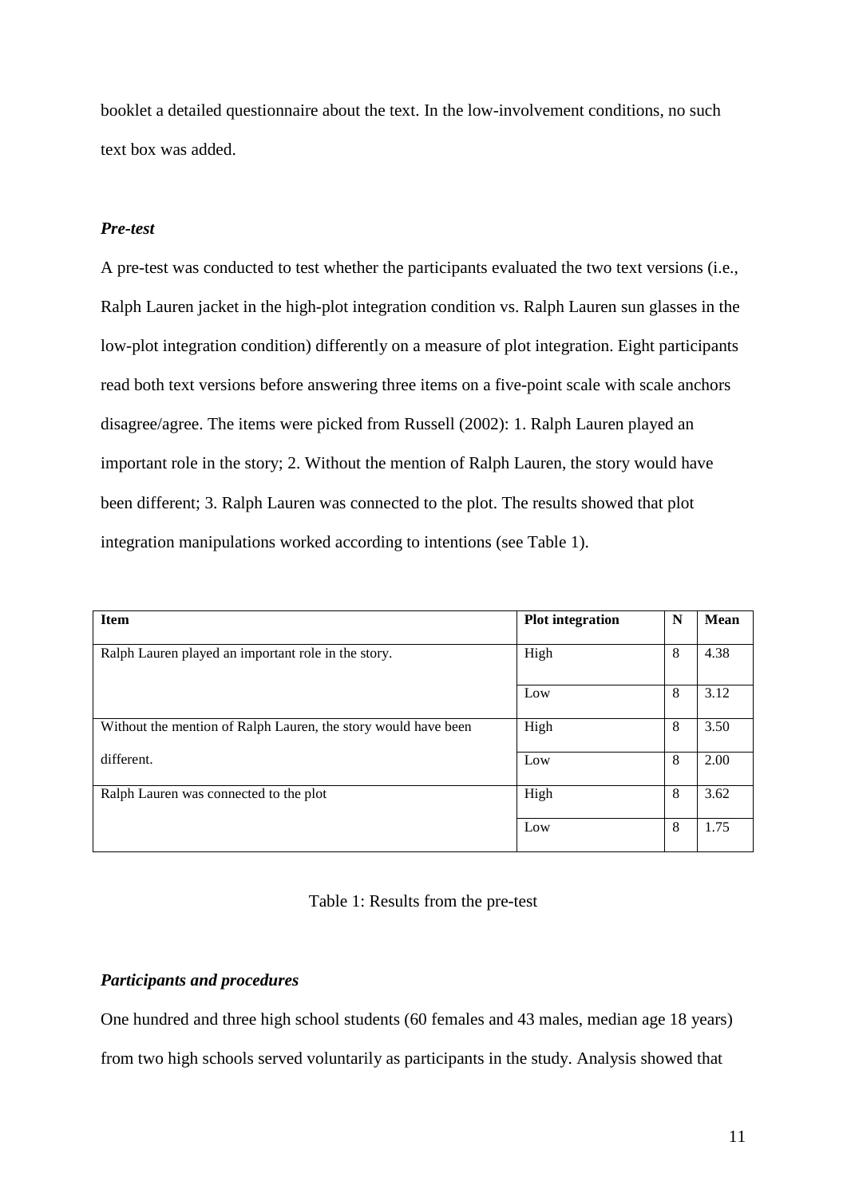booklet a detailed questionnaire about the text. In the low-involvement conditions, no such text box was added.

### *Pre-test*

A pre-test was conducted to test whether the participants evaluated the two text versions (i.e., Ralph Lauren jacket in the high-plot integration condition vs. Ralph Lauren sun glasses in the low-plot integration condition) differently on a measure of plot integration. Eight participants read both text versions before answering three items on a five-point scale with scale anchors disagree/agree. The items were picked from Russell (2002): 1. Ralph Lauren played an important role in the story; 2. Without the mention of Ralph Lauren, the story would have been different; 3. Ralph Lauren was connected to the plot. The results showed that plot integration manipulations worked according to intentions (see Table 1).

| Item | Plot integration | N | Mean |
|---|---|---|---|
| Ralph Lauren played an important role in the story. | High | 8 | 4.38 |
| | Low | 8 | 3.12 |
| Without the mention of Ralph Lauren, the story would have been different. | High | 8 | 3.50 |
| | Low | 8 | 2.00 |
| Ralph Lauren was connected to the plot | High | 8 | 3.62 |
| | Low | 8 | 1.75 |

Table 1: Results from the pre-test

### *Participants and procedures*

One hundred and three high school students (60 females and 43 males, median age 18 years) from two high schools served voluntarily as participants in the study. Analysis showed that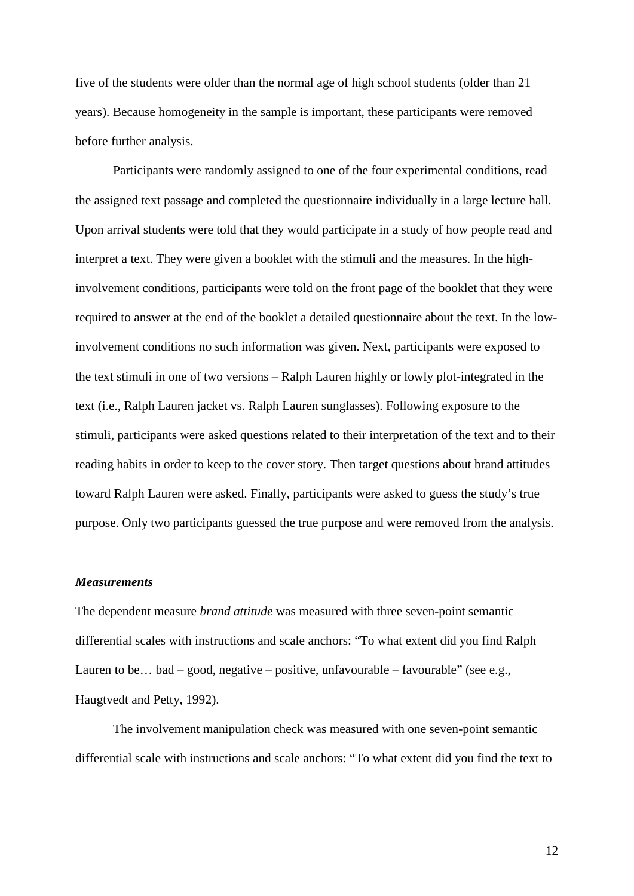five of the students were older than the normal age of high school students (older than 21 years). Because homogeneity in the sample is important, these participants were removed before further analysis.

Participants were randomly assigned to one of the four experimental conditions, read the assigned text passage and completed the questionnaire individually in a large lecture hall. Upon arrival students were told that they would participate in a study of how people read and interpret a text. They were given a booklet with the stimuli and the measures. In the high-involvement conditions, participants were told on the front page of the booklet that they were required to answer at the end of the booklet a detailed questionnaire about the text. In the low-involvement conditions no such information was given. Next, participants were exposed to the text stimuli in one of two versions – Ralph Lauren highly or lowly plot-integrated in the text (i.e., Ralph Lauren jacket vs. Ralph Lauren sunglasses). Following exposure to the stimuli, participants were asked questions related to their interpretation of the text and to their reading habits in order to keep to the cover story. Then target questions about brand attitudes toward Ralph Lauren were asked. Finally, participants were asked to guess the study's true purpose. Only two participants guessed the true purpose and were removed from the analysis.

### *Measurements*

The dependent measure *brand attitude* was measured with three seven-point semantic differential scales with instructions and scale anchors: "To what extent did you find Ralph Lauren to be… bad – good, negative – positive, unfavourable – favourable" (see e.g., Haugtvedt and Petty, 1992).

The involvement manipulation check was measured with one seven-point semantic differential scale with instructions and scale anchors: "To what extent did you find the text to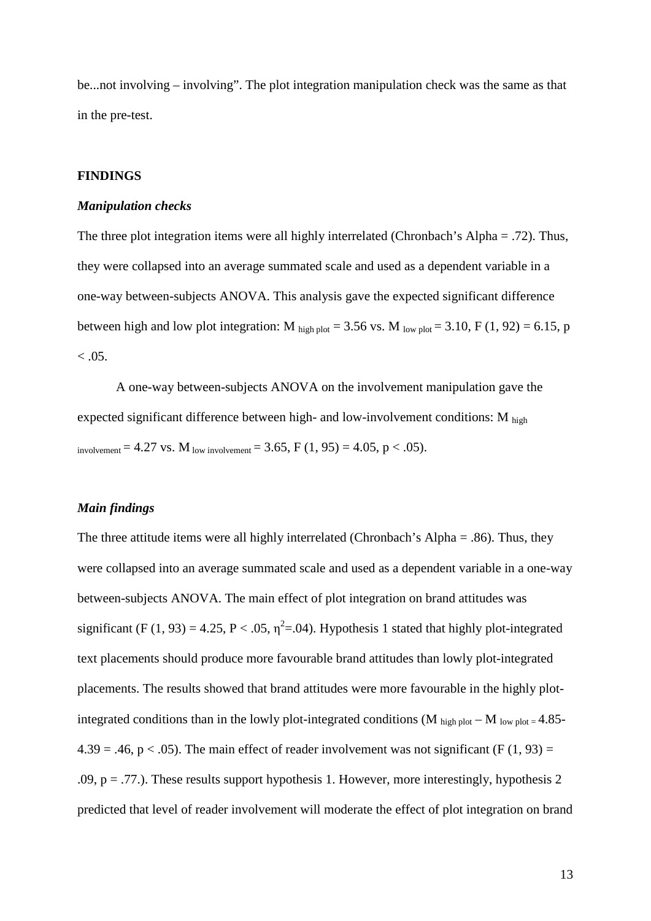be...not involving – involving". The plot integration manipulation check was the same as that in the pre-test.

## FINDINGS

### *Manipulation checks*

The three plot integration items were all highly interrelated (Chronbach's Alpha = .72). Thus, they were collapsed into an average summated scale and used as a dependent variable in a one-way between-subjects ANOVA. This analysis gave the expected significant difference between high and low plot integration: $M_{\text{high plot}} = 3.56$ vs. $M_{\text{low plot}} = 3.10$, $F(1, 92) = 6.15$, $p < .05$.

A one-way between-subjects ANOVA on the involvement manipulation gave the expected significant difference between high- and low-involvement conditions: $M_{\text{high involvement}} = 4.27$ vs. $M_{\text{low involvement}} = 3.65$, $F(1, 95) = 4.05$, $p < .05$).

### *Main findings*

The three attitude items were all highly interrelated (Chronbach's Alpha = .86). Thus, they were collapsed into an average summated scale and used as a dependent variable in a one-way between-subjects ANOVA. The main effect of plot integration on brand attitudes was significant ($F(1, 93) = 4.25$, $P < .05$, $\eta^2 = .04$). Hypothesis 1 stated that highly plot-integrated text placements should produce more favourable brand attitudes than lowly plot-integrated placements. The results showed that brand attitudes were more favourable in the highly plot-integrated conditions than in the lowly plot-integrated conditions ($M_{\text{high plot}} - M_{\text{low plot}} = 4.85 - 4.39 = .46$, $p < .05$). The main effect of reader involvement was not significant ($F(1, 93) = .09$, $p = .77$.). These results support hypothesis 1. However, more interestingly, hypothesis 2 predicted that level of reader involvement will moderate the effect of plot integration on brand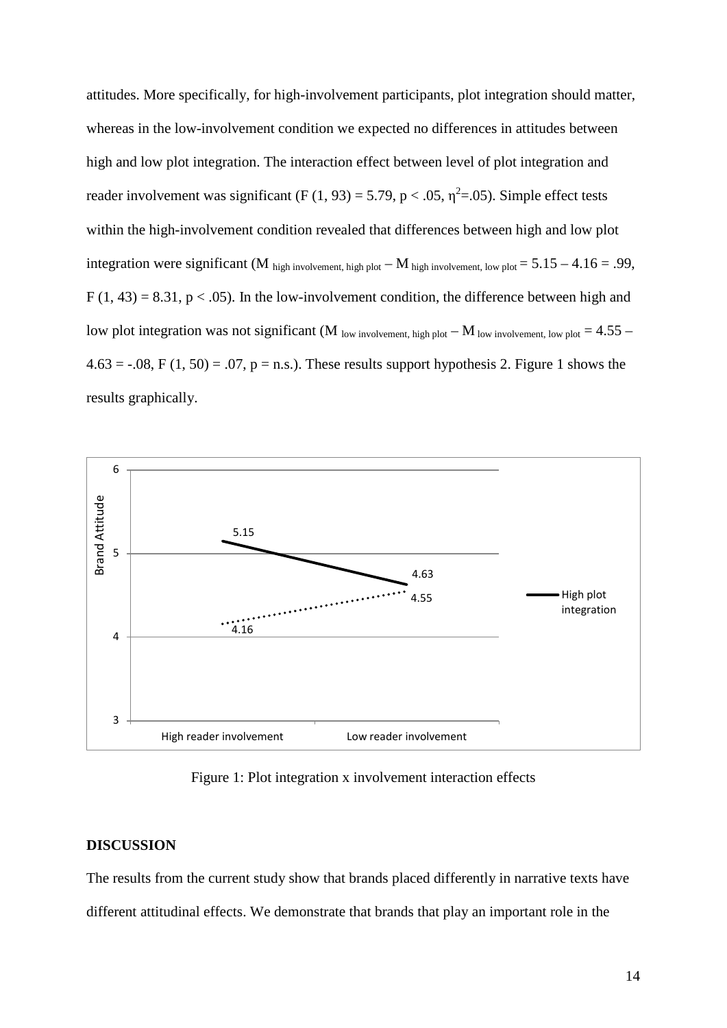attitudes. More specifically, for high-involvement participants, plot integration should matter, whereas in the low-involvement condition we expected no differences in attitudes between high and low plot integration. The interaction effect between level of plot integration and reader involvement was significant ($F(1, 93) = 5.79$, $p < .05$, $\eta^2 = .05$). Simple effect tests within the high-involvement condition revealed that differences between high and low plot integration were significant ($M_{\text{high involvement, high plot}} - M_{\text{high involvement, low plot}} = 5.15 - 4.16 = .99$, $F(1, 43) = 8.31$, $p < .05$). In the low-involvement condition, the difference between high and low plot integration was not significant ($M_{\text{low involvement, high plot}} - M_{\text{low involvement, low plot}} = 4.55 - 4.63 = -.08$, $F(1, 50) = .07$, $p$ = n.s.). These results support hypothesis 2. Figure 1 shows the results graphically.

Figure 1: Plot integration x involvement interaction effects

## DISCUSSION

The results from the current study show that brands placed differently in narrative texts have different attitudinal effects. We demonstrate that brands that play an important role in the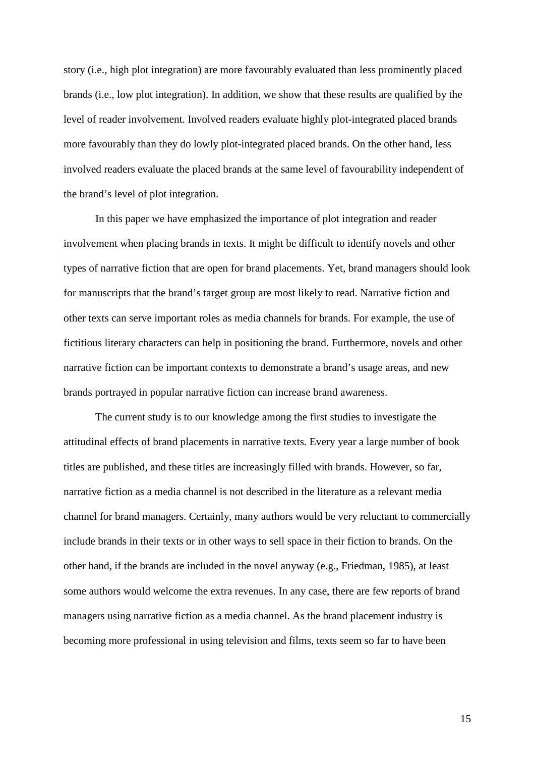story (i.e., high plot integration) are more favourably evaluated than less prominently placed brands (i.e., low plot integration). In addition, we show that these results are qualified by the level of reader involvement. Involved readers evaluate highly plot-integrated placed brands more favourably than they do lowly plot-integrated placed brands. On the other hand, less involved readers evaluate the placed brands at the same level of favourability independent of the brand's level of plot integration.

In this paper we have emphasized the importance of plot integration and reader involvement when placing brands in texts. It might be difficult to identify novels and other types of narrative fiction that are open for brand placements. Yet, brand managers should look for manuscripts that the brand's target group are most likely to read. Narrative fiction and other texts can serve important roles as media channels for brands. For example, the use of fictitious literary characters can help in positioning the brand. Furthermore, novels and other narrative fiction can be important contexts to demonstrate a brand's usage areas, and new brands portrayed in popular narrative fiction can increase brand awareness.

The current study is to our knowledge among the first studies to investigate the attitudinal effects of brand placements in narrative texts. Every year a large number of book titles are published, and these titles are increasingly filled with brands. However, so far, narrative fiction as a media channel is not described in the literature as a relevant media channel for brand managers. Certainly, many authors would be very reluctant to commercially include brands in their texts or in other ways to sell space in their fiction to brands. On the other hand, if the brands are included in the novel anyway (e.g., Friedman, 1985), at least some authors would welcome the extra revenues. In any case, there are few reports of brand managers using narrative fiction as a media channel. As the brand placement industry is becoming more professional in using television and films, texts seem so far to have been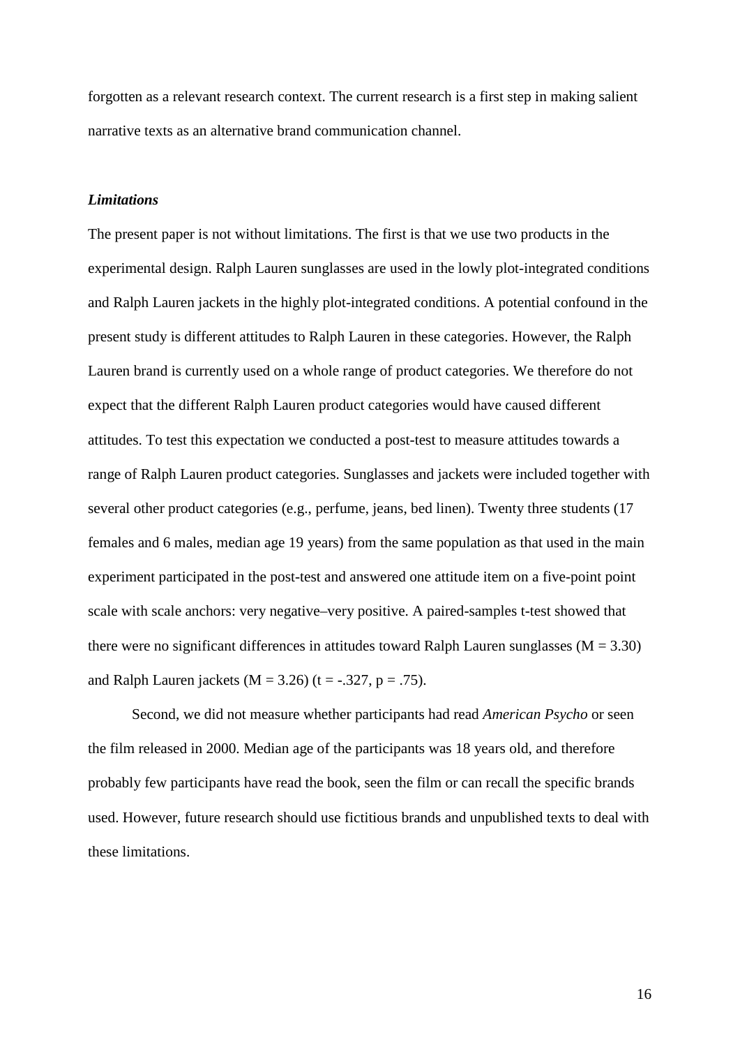forgotten as a relevant research context. The current research is a first step in making salient narrative texts as an alternative brand communication channel.

### *Limitations*

The present paper is not without limitations. The first is that we use two products in the experimental design. Ralph Lauren sunglasses are used in the lowly plot-integrated conditions and Ralph Lauren jackets in the highly plot-integrated conditions. A potential confound in the present study is different attitudes to Ralph Lauren in these categories. However, the Ralph Lauren brand is currently used on a whole range of product categories. We therefore do not expect that the different Ralph Lauren product categories would have caused different attitudes. To test this expectation we conducted a post-test to measure attitudes towards a range of Ralph Lauren product categories. Sunglasses and jackets were included together with several other product categories (e.g., perfume, jeans, bed linen). Twenty three students (17 females and 6 males, median age 19 years) from the same population as that used in the main experiment participated in the post-test and answered one attitude item on a five-point point scale with scale anchors: very negative–very positive. A paired-samples t-test showed that there were no significant differences in attitudes toward Ralph Lauren sunglasses ($M = 3.30$) and Ralph Lauren jackets ($M = 3.26$) ($t = -.327$, $p = .75$).

Second, we did not measure whether participants had read *American Psycho* or seen the film released in 2000. Median age of the participants was 18 years old, and therefore probably few participants have read the book, seen the film or can recall the specific brands used. However, future research should use fictitious brands and unpublished texts to deal with these limitations.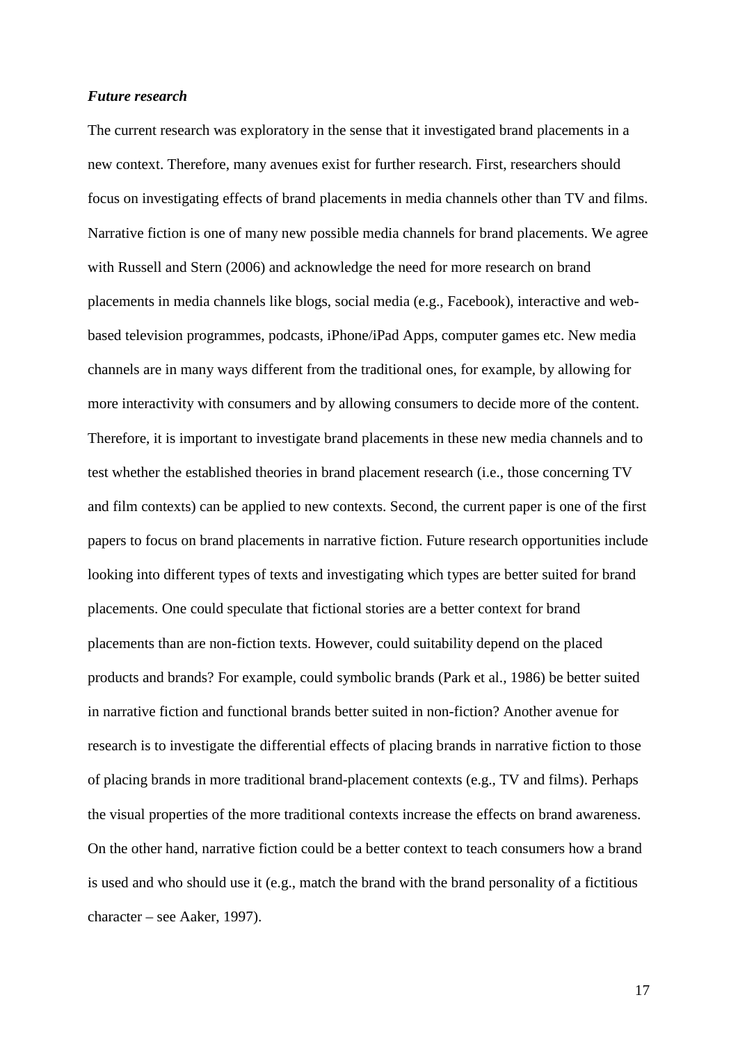***Future research***

The current research was exploratory in the sense that it investigated brand placements in a new context. Therefore, many avenues exist for further research. First, researchers should focus on investigating effects of brand placements in media channels other than TV and films. Narrative fiction is one of many new possible media channels for brand placements. We agree with Russell and Stern (2006) and acknowledge the need for more research on brand placements in media channels like blogs, social media (e.g., Facebook), interactive and web-based television programmes, podcasts, iPhone/iPad Apps, computer games etc. New media channels are in many ways different from the traditional ones, for example, by allowing for more interactivity with consumers and by allowing consumers to decide more of the content. Therefore, it is important to investigate brand placements in these new media channels and to test whether the established theories in brand placement research (i.e., those concerning TV and film contexts) can be applied to new contexts. Second, the current paper is one of the first papers to focus on brand placements in narrative fiction. Future research opportunities include looking into different types of texts and investigating which types are better suited for brand placements. One could speculate that fictional stories are a better context for brand placements than are non-fiction texts. However, could suitability depend on the placed products and brands? For example, could symbolic brands (Park et al., 1986) be better suited in narrative fiction and functional brands better suited in non-fiction? Another avenue for research is to investigate the differential effects of placing brands in narrative fiction to those of placing brands in more traditional brand-placement contexts (e.g., TV and films). Perhaps the visual properties of the more traditional contexts increase the effects on brand awareness. On the other hand, narrative fiction could be a better context to teach consumers how a brand is used and who should use it (e.g., match the brand with the brand personality of a fictitious character – see Aaker, 1997).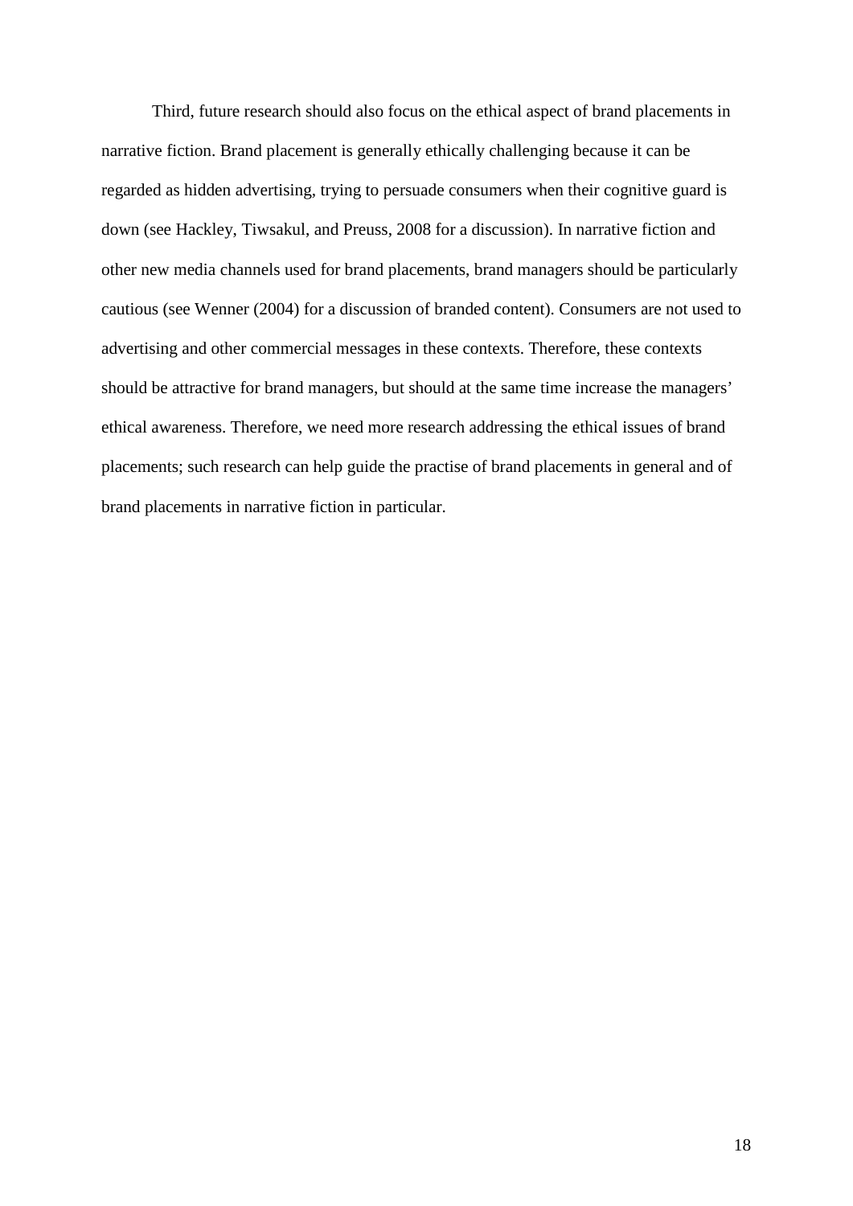Third, future research should also focus on the ethical aspect of brand placements in narrative fiction. Brand placement is generally ethically challenging because it can be regarded as hidden advertising, trying to persuade consumers when their cognitive guard is down (see Hackley, Tiwsakul, and Preuss, 2008 for a discussion). In narrative fiction and other new media channels used for brand placements, brand managers should be particularly cautious (see Wenner (2004) for a discussion of branded content). Consumers are not used to advertising and other commercial messages in these contexts. Therefore, these contexts should be attractive for brand managers, but should at the same time increase the managers' ethical awareness. Therefore, we need more research addressing the ethical issues of brand placements; such research can help guide the practise of brand placements in general and of brand placements in narrative fiction in particular.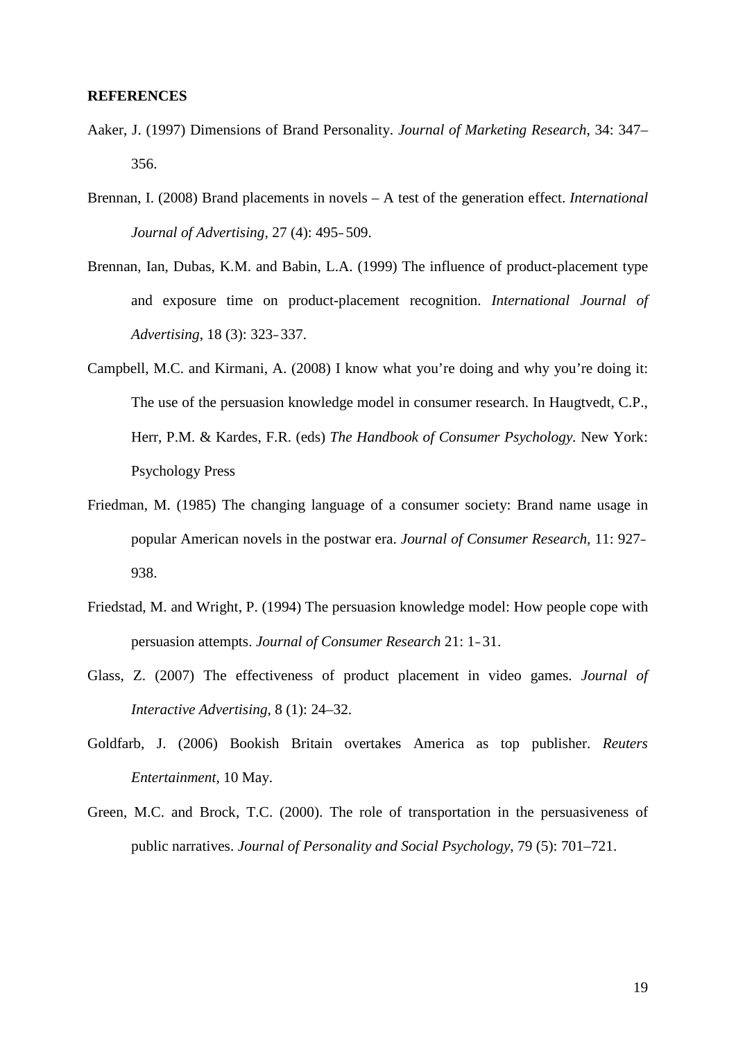**REFERENCES**

Aaker, J. (1997) Dimensions of Brand Personality. *Journal of Marketing Research*, 34: 347–356.

Brennan, I. (2008) Brand placements in novels – A test of the generation effect. *International Journal of Advertising*, 27 (4): 495-509.

Brennan, Ian, Dubas, K.M. and Babin, L.A. (1999) The influence of product-placement type and exposure time on product-placement recognition. *International Journal of Advertising*, 18 (3): 323-337.

Campbell, M.C. and Kirmani, A. (2008) I know what you're doing and why you're doing it: The use of the persuasion knowledge model in consumer research. In Haugtvedt, C.P., Herr, P.M. & Kardes, F.R. (eds) *The Handbook of Consumer Psychology*. New York: Psychology Press

Friedman, M. (1985) The changing language of a consumer society: Brand name usage in popular American novels in the postwar era. *Journal of Consumer Research,* 11: 927-938.

Friedstad, M. and Wright, P. (1994) The persuasion knowledge model: How people cope with persuasion attempts. *Journal of Consumer Research* 21: 1-31.

Glass, Z. (2007) The effectiveness of product placement in video games. *Journal of Interactive Advertising,* 8 (1): 24–32.

Goldfarb, J. (2006) Bookish Britain overtakes America as top publisher. *Reuters Entertainment*, 10 May.

Green, M.C. and Brock, T.C. (2000). The role of transportation in the persuasiveness of public narratives. *Journal of Personality and Social Psychology*, 79 (5): 701–721.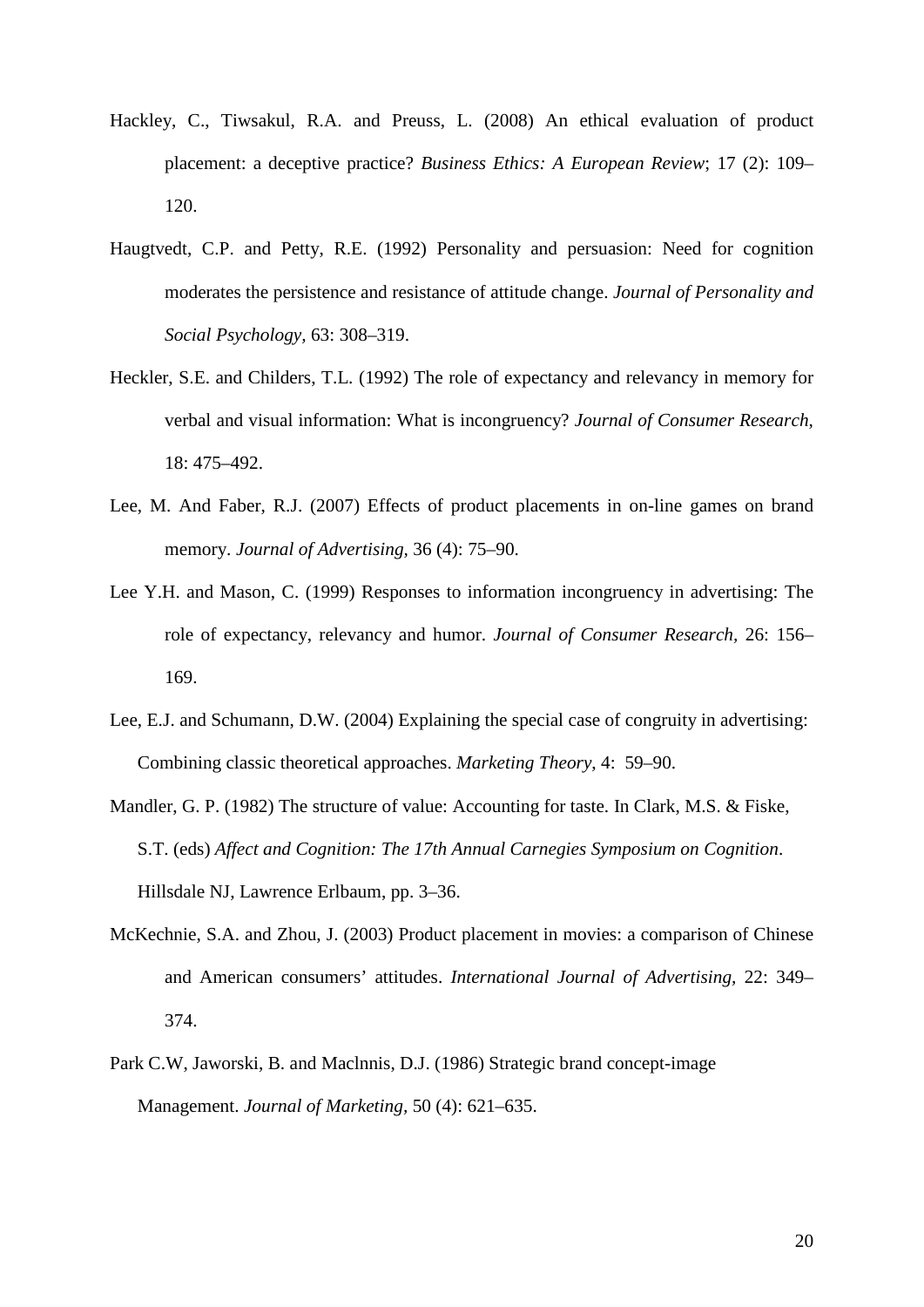Hackley, C., Tiwsakul, R.A. and Preuss, L. (2008) An ethical evaluation of product placement: a deceptive practice? *Business Ethics: A European Review*; 17 (2): 109–120.

Haugtvedt, C.P. and Petty, R.E. (1992) Personality and persuasion: Need for cognition moderates the persistence and resistance of attitude change. *Journal of Personality and Social Psychology,* 63: 308–319.

Heckler, S.E. and Childers, T.L. (1992) The role of expectancy and relevancy in memory for verbal and visual information: What is incongruency? *Journal of Consumer Research,* 18: 475–492.

Lee, M. And Faber, R.J. (2007) Effects of product placements in on-line games on brand memory. *Journal of Advertising,* 36 (4): 75–90.

Lee Y.H. and Mason, C. (1999) Responses to information incongruency in advertising: The role of expectancy, relevancy and humor. *Journal of Consumer Research,* 26: 156–169.

Lee, E.J. and Schumann, D.W. (2004) Explaining the special case of congruity in advertising: Combining classic theoretical approaches. *Marketing Theory,* 4: 59–90.

Mandler, G. P. (1982) The structure of value: Accounting for taste. In Clark, M.S. & Fiske, S.T. (eds) *Affect and Cognition: The 17th Annual Carnegies Symposium on Cognition*. Hillsdale NJ, Lawrence Erlbaum, pp. 3–36.

McKechnie, S.A. and Zhou, J. (2003) Product placement in movies: a comparison of Chinese and American consumers' attitudes. *International Journal of Advertising,* 22: 349–374.

Park C.W, Jaworski, B. and Maclnnis, D.J. (1986) Strategic brand concept-image Management. *Journal of Marketing,* 50 (4): 621–635.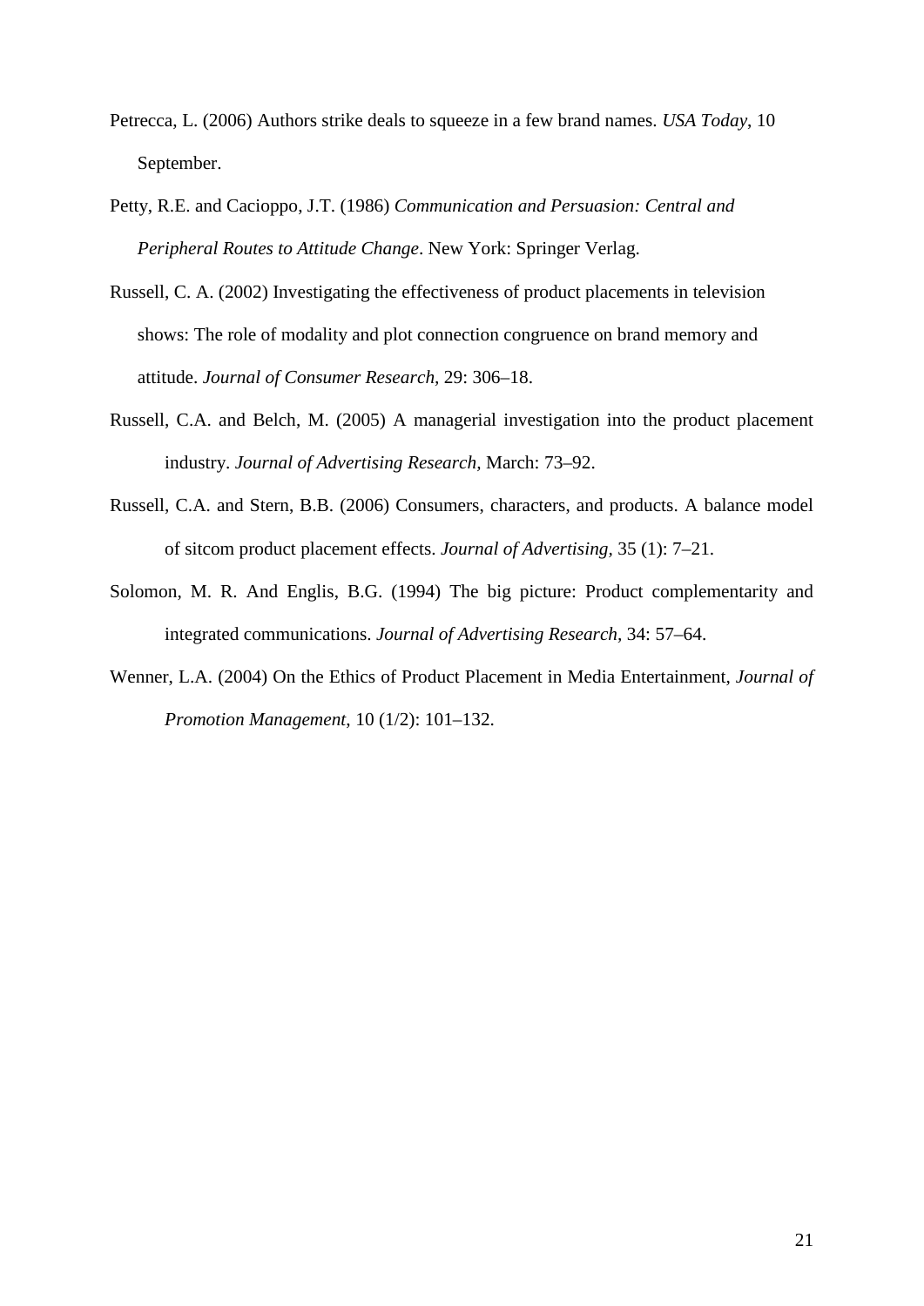Petrecca, L. (2006) Authors strike deals to squeeze in a few brand names. *USA Today*, 10 September.

Petty, R.E. and Cacioppo, J.T. (1986) *Communication and Persuasion: Central and Peripheral Routes to Attitude Change*. New York: Springer Verlag.

Russell, C. A. (2002) Investigating the effectiveness of product placements in television shows: The role of modality and plot connection congruence on brand memory and attitude. *Journal of Consumer Research*, 29: 306–18.

Russell, C.A. and Belch, M. (2005) A managerial investigation into the product placement industry. *Journal of Advertising Research*, March: 73–92.

Russell, C.A. and Stern, B.B. (2006) Consumers, characters, and products. A balance model of sitcom product placement effects. *Journal of Advertising*, 35 (1): 7–21.

Solomon, M. R. And Englis, B.G. (1994) The big picture: Product complementarity and integrated communications. *Journal of Advertising Research*, 34: 57–64.

Wenner, L.A. (2004) On the Ethics of Product Placement in Media Entertainment, *Journal of Promotion Management*, 10 (1/2): 101–132.